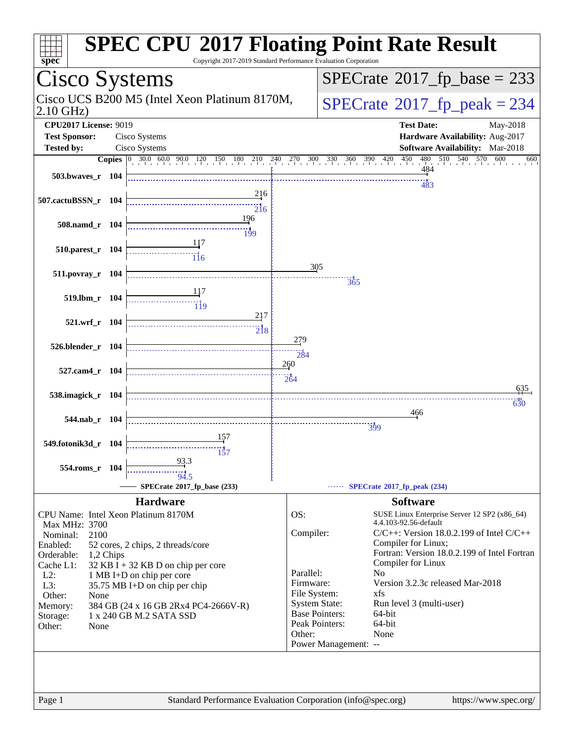# SPEC CPU 2017 Floating Point Rate Result

Copyright 2017-2019 Standard Performance Evaluation Corporation

## Cisco Systems

Cisco UCS B200 M5 (Intel Xeon Platinum 8170M, 2.10 GHz)

**SPECrate 2017_fp_base = 233**

**SPECrate 2017_fp_peak = 234**

| | | | |
|---|---|---|---|
| **CPU2017 License:** | 9019 | **Test Date:** | May-2018 |
| **Test Sponsor:** | Cisco Systems | **Hardware Availability:** | Aug-2017 |
| **Tested by:** | Cisco Systems | **Software Availability:** | Mar-2018 |

| Benchmark | Copies | Base | Peak |
|---|---|---|---|
| 503.bwaves_r | 104 | 484 | 483 |
| 507.cactuBSSN_r | 104 | 216 | 216 |
| 508.namd_r | 104 | 196 | 199 |
| 510.parest_r | 104 | 117 | 116 |
| 511.povray_r | 104 | 305 | 365 |
| 519.lbm_r | 104 | 117 | 119 |
| 521.wrf_r | 104 | 217 | 218 |
| 526.blender_r | 104 | 279 | 284 |
| 527.cam4_r | 104 | 260 | 264 |
| 538.imagick_r | 104 | 635 | 630 |
| 544.nab_r | 104 | 466 | 399 |
| 549.fotonik3d_r | 104 | 157 | 157 |
| 554.roms_r | 104 | 93.3 | 94.5 |

SPECrate 2017_fp_base (233) — SPECrate 2017_fp_peak (234)

### Hardware

| | |
|---|---|
| CPU Name: | Intel Xeon Platinum 8170M |
| Max MHz: | 3700 |
| Nominal: | 2100 |
| Enabled: | 52 cores, 2 chips, 2 threads/core |
| Orderable: | 1,2 Chips |
| Cache L1: | 32 KB I + 32 KB D on chip per core |
| L2: | 1 MB I+D on chip per core |
| L3: | 35.75 MB I+D on chip per chip |
| Other: | None |
| Memory: | 384 GB (24 x 16 GB 2Rx4 PC4-2666V-R) |
| Storage: | 1 x 240 GB M.2 SATA SSD |
| Other: | None |

### Software

| | |
|---|---|
| OS: | SUSE Linux Enterprise Server 12 SP2 (x86_64) 4.4.103-92.56-default |
| Compiler: | C/C++: Version 18.0.2.199 of Intel C/C++ Compiler for Linux; Fortran: Version 18.0.2.199 of Intel Fortran Compiler for Linux |
| Parallel: | No |
| Firmware: | Version 3.2.3c released Mar-2018 |
| File System: | xfs |
| System State: | Run level 3 (multi-user) |
| Base Pointers: | 64-bit |
| Peak Pointers: | 64-bit |
| Other: | None |
| Power Management: | -- |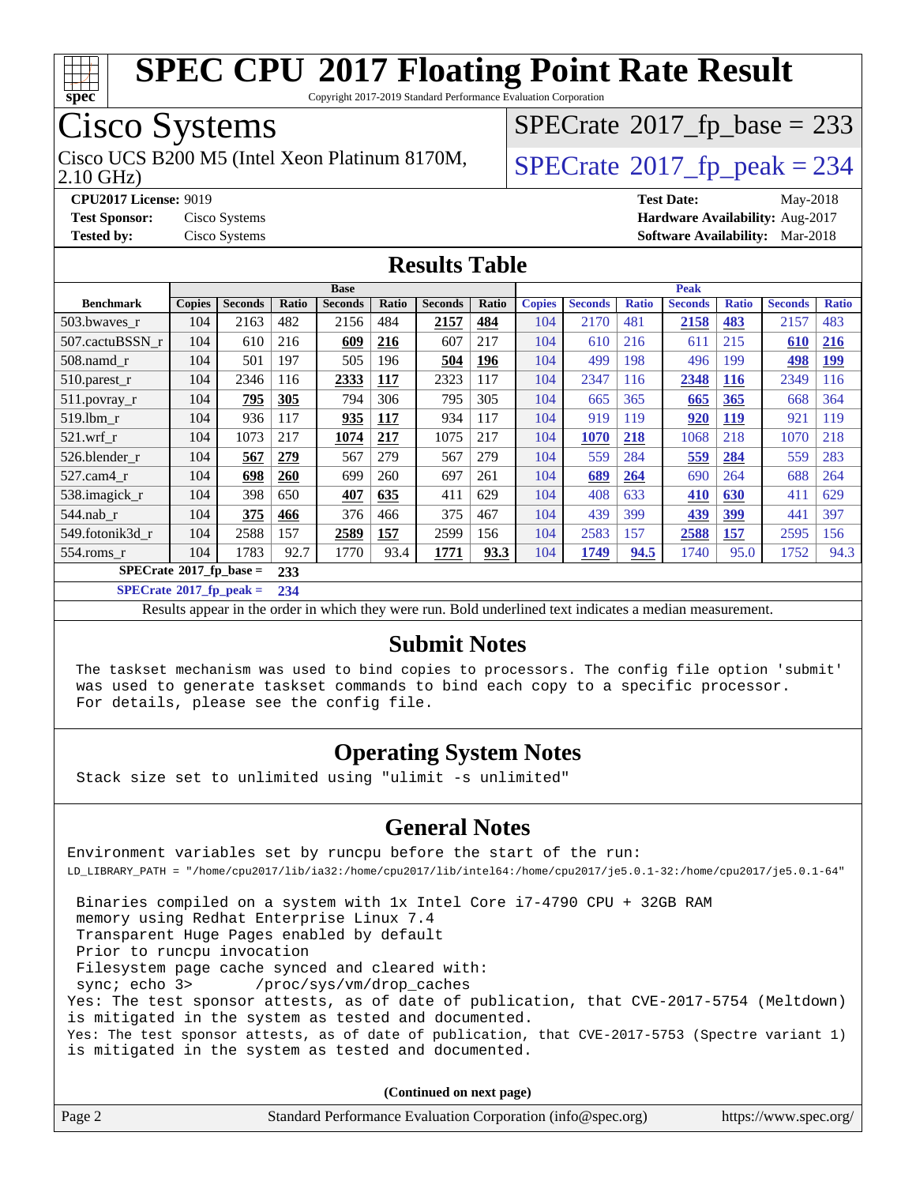# SPEC CPU 2017 Floating Point Rate Result

Copyright 2017-2019 Standard Performance Evaluation Corporation

## Cisco Systems

Cisco UCS B200 M5 (Intel Xeon Platinum 8170M, 2.10 GHz)

SPECrate 2017_fp_base = 233

SPECrate 2017_fp_peak = 234

**CPU2017 License:** 9019
**Test Sponsor:** Cisco Systems
**Tested by:** Cisco Systems
**Test Date:** May-2018
**Hardware Availability:** Aug-2017
**Software Availability:** Mar-2018

## Results Table

| Benchmark | Base | | | | | | | Peak | | | | | | |
|---|---|---|---|---|---|---|---|---|---|---|---|---|---|---|
| | Copies | Seconds | Ratio | Seconds | Ratio | Seconds | Ratio | Copies | Seconds | Ratio | Seconds | Ratio | Seconds | Ratio |
| 503.bwaves_r | 104 | 2163 | 482 | 2156 | 484 | **2157** | **484** | 104 | 2170 | 481 | **2158** | **483** | 2157 | 483 |
| 507.cactuBSSN_r | 104 | 610 | 216 | **609** | **216** | 607 | 217 | 104 | 610 | 216 | 611 | 215 | **610** | **216** |
| 508.namd_r | 104 | 501 | 197 | 505 | 196 | **504** | **196** | 104 | 499 | 198 | 496 | 199 | **498** | **199** |
| 510.parest_r | 104 | 2346 | 116 | **2333** | **117** | 2323 | 117 | 104 | 2347 | 116 | **2348** | **116** | 2349 | 116 |
| 511.povray_r | 104 | **795** | **305** | 794 | 306 | 795 | 305 | 104 | 665 | 365 | **665** | **365** | 668 | 364 |
| 519.lbm_r | 104 | 936 | 117 | **935** | **117** | 934 | 117 | 104 | 919 | 119 | **920** | **119** | 921 | 119 |
| 521.wrf_r | 104 | 1073 | 217 | **1074** | **217** | 1075 | 217 | 104 | **1070** | **218** | 1068 | 218 | 1070 | 218 |
| 526.blender_r | 104 | **567** | **279** | 567 | 279 | 567 | 279 | 104 | 559 | 284 | **559** | **284** | 559 | 283 |
| 527.cam4_r | 104 | **698** | **260** | 699 | 260 | 697 | 261 | 104 | **689** | **264** | 690 | 264 | 688 | 264 |
| 538.imagick_r | 104 | 398 | 650 | **407** | **635** | 411 | 629 | 104 | 408 | 633 | **410** | **630** | 411 | 629 |
| 544.nab_r | 104 | **375** | **466** | 376 | 466 | 375 | 467 | 104 | 439 | 399 | **439** | **399** | 441 | 397 |
| 549.fotonik3d_r | 104 | 2588 | 157 | **2589** | **157** | 2599 | 156 | 104 | 2583 | 157 | **2588** | **157** | 2595 | 156 |
| 554.roms_r | 104 | 1783 | 92.7 | 1770 | 93.4 | **1771** | **93.3** | 104 | **1749** | **94.5** | 1740 | 95.0 | 1752 | 94.3 |

**SPECrate 2017_fp_base = 233**

**SPECrate 2017_fp_peak = 234**

Results appear in the order in which they were run. Bold underlined text indicates a median measurement.

## Submit Notes

The taskset mechanism was used to bind copies to processors. The config file option 'submit' was used to generate taskset commands to bind each copy to a specific processor. For details, please see the config file.

## Operating System Notes

Stack size set to unlimited using "ulimit -s unlimited"

## General Notes

```
Environment variables set by runcpu before the start of the run:
LD_LIBRARY_PATH = "/home/cpu2017/lib/ia32:/home/cpu2017/lib/intel64:/home/cpu2017/je5.0.1-32:/home/cpu2017/je5.0.1-64"

 Binaries compiled on a system with 1x Intel Core i7-4790 CPU + 32GB RAM
 memory using Redhat Enterprise Linux 7.4
 Transparent Huge Pages enabled by default
 Prior to runcpu invocation
 Filesystem page cache synced and cleared with:
 sync; echo 3>       /proc/sys/vm/drop_caches
Yes: The test sponsor attests, as of date of publication, that CVE-2017-5754 (Meltdown)
is mitigated in the system as tested and documented.
Yes: The test sponsor attests, as of date of publication, that CVE-2017-5753 (Spectre variant 1)
is mitigated in the system as tested and documented.
```

(Continued on next page)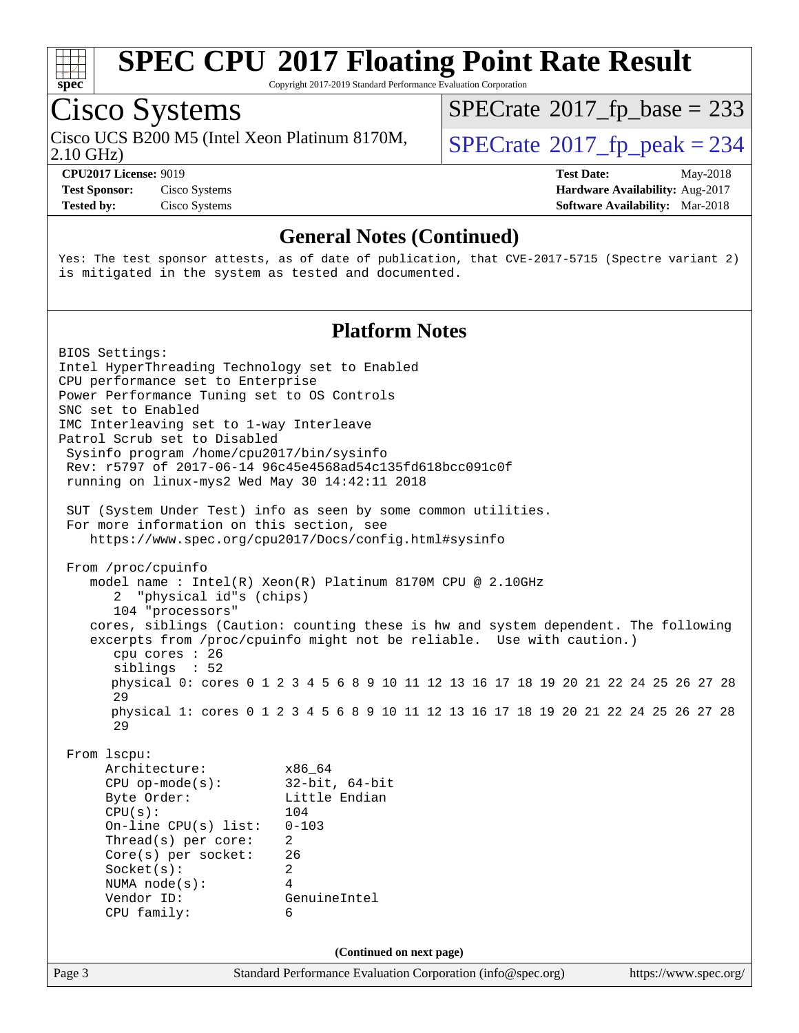## General Notes (Continued)

Yes: The test sponsor attests, as of date of publication, that CVE-2017-5715 (Spectre variant 2) is mitigated in the system as tested and documented.

## Platform Notes

```
BIOS Settings:
Intel HyperThreading Technology set to Enabled
CPU performance set to Enterprise
Power Performance Tuning set to OS Controls
SNC set to Enabled
IMC Interleaving set to 1-way Interleave
Patrol Scrub set to Disabled
 Sysinfo program /home/cpu2017/bin/sysinfo
 Rev: r5797 of 2017-06-14 96c45e4568ad54c135fd618bcc091c0f
 running on linux-mys2 Wed May 30 14:42:11 2018

 SUT (System Under Test) info as seen by some common utilities.
 For more information on this section, see
    https://www.spec.org/cpu2017/Docs/config.html#sysinfo

 From /proc/cpuinfo
    model name : Intel(R) Xeon(R) Platinum 8170M CPU @ 2.10GHz
       2  "physical id"s (chips)
       104 "processors"
    cores, siblings (Caution: counting these is hw and system dependent. The following
    excerpts from /proc/cpuinfo might not be reliable.  Use with caution.)
       cpu cores : 26
       siblings  : 52
       physical 0: cores 0 1 2 3 4 5 6 8 9 10 11 12 13 16 17 18 19 20 21 22 24 25 26 27 28
       29
       physical 1: cores 0 1 2 3 4 5 6 8 9 10 11 12 13 16 17 18 19 20 21 22 24 25 26 27 28
       29

 From lscpu:
      Architecture:          x86_64
      CPU op-mode(s):        32-bit, 64-bit
      Byte Order:            Little Endian
      CPU(s):                104
      On-line CPU(s) list:   0-103
      Thread(s) per core:    2
      Core(s) per socket:    26
      Socket(s):             2
      NUMA node(s):          4
      Vendor ID:             GenuineIntel
      CPU family:            6
```

(Continued on next page)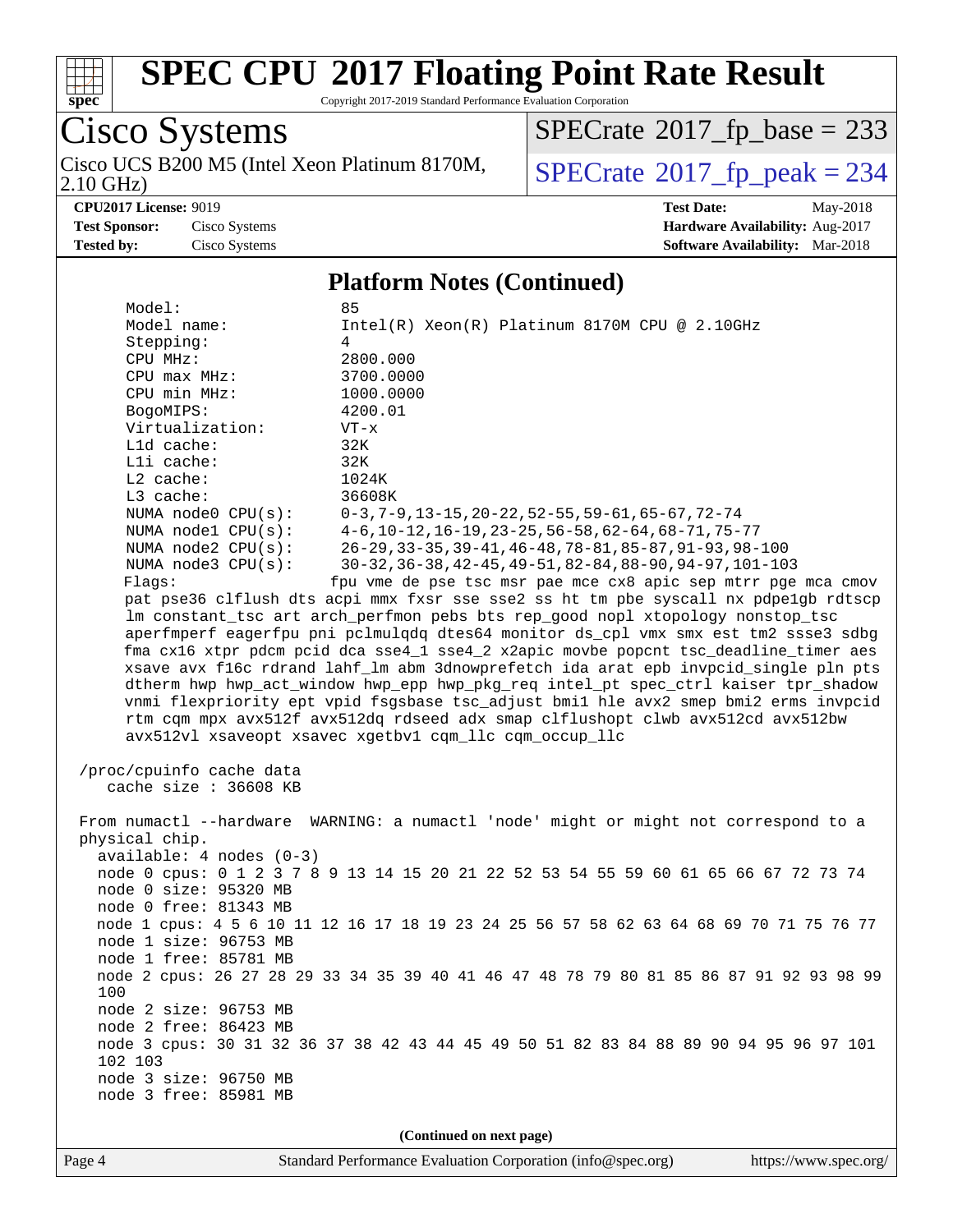## Platform Notes (Continued)

```
     Model:                 85
     Model name:            Intel(R) Xeon(R) Platinum 8170M CPU @ 2.10GHz
     Stepping:              4
     CPU MHz:               2800.000
     CPU max MHz:           3700.0000
     CPU min MHz:           1000.0000
     BogoMIPS:              4200.01
     Virtualization:        VT-x
     L1d cache:             32K
     L1i cache:             32K
     L2 cache:              1024K
     L3 cache:              36608K
     NUMA node0 CPU(s):     0-3,7-9,13-15,20-22,52-55,59-61,65-67,72-74
     NUMA node1 CPU(s):     4-6,10-12,16-19,23-25,56-58,62-64,68-71,75-77
     NUMA node2 CPU(s):     26-29,33-35,39-41,46-48,78-81,85-87,91-93,98-100
     NUMA node3 CPU(s):     30-32,36-38,42-45,49-51,82-84,88-90,94-97,101-103
     Flags:                 fpu vme de pse tsc msr pae mce cx8 apic sep mtrr pge mca cmov
     pat pse36 clflush dts acpi mmx fxsr sse sse2 ss ht tm pbe syscall nx pdpe1gb rdtscp
     lm constant_tsc art arch_perfmon pebs bts rep_good nopl xtopology nonstop_tsc
     aperfmperf eagerfpu pni pclmulqdq dtes64 monitor ds_cpl vmx smx est tm2 ssse3 sdbg
     fma cx16 xtpr pdcm pcid dca sse4_1 sse4_2 x2apic movbe popcnt tsc_deadline_timer aes
     xsave avx f16c rdrand lahf_lm abm 3dnowprefetch ida arat epb invpcid_single pln pts
     dtherm hwp hwp_act_window hwp_epp hwp_pkg_req intel_pt spec_ctrl kaiser tpr_shadow
     vnmi flexpriority ept vpid fsgsbase tsc_adjust bmi1 hle avx2 smep bmi2 erms invpcid
     rtm cqm mpx avx512f avx512dq rdseed adx smap clflushopt clwb avx512cd avx512bw
     avx512vl xsaveopt xsavec xgetbv1 cqm_llc cqm_occup_llc

 /proc/cpuinfo cache data
    cache size : 36608 KB

 From numactl --hardware  WARNING: a numactl 'node' might or might not correspond to a
 physical chip.
   available: 4 nodes (0-3)
   node 0 cpus: 0 1 2 3 7 8 9 13 14 15 20 21 22 52 53 54 55 59 60 61 65 66 67 72 73 74
   node 0 size: 95320 MB
   node 0 free: 81343 MB
   node 1 cpus: 4 5 6 10 11 12 16 17 18 19 23 24 25 56 57 58 62 63 64 68 69 70 71 75 76 77
   node 1 size: 96753 MB
   node 1 free: 85781 MB
   node 2 cpus: 26 27 28 29 33 34 35 39 40 41 46 47 48 78 79 80 81 85 86 87 91 92 93 98 99
   100
   node 2 size: 96753 MB
   node 2 free: 86423 MB
   node 3 cpus: 30 31 32 36 37 38 42 43 44 45 49 50 51 82 83 84 88 89 90 94 95 96 97 101
   102 103
   node 3 size: 96750 MB
   node 3 free: 85981 MB
```

**(Continued on next page)**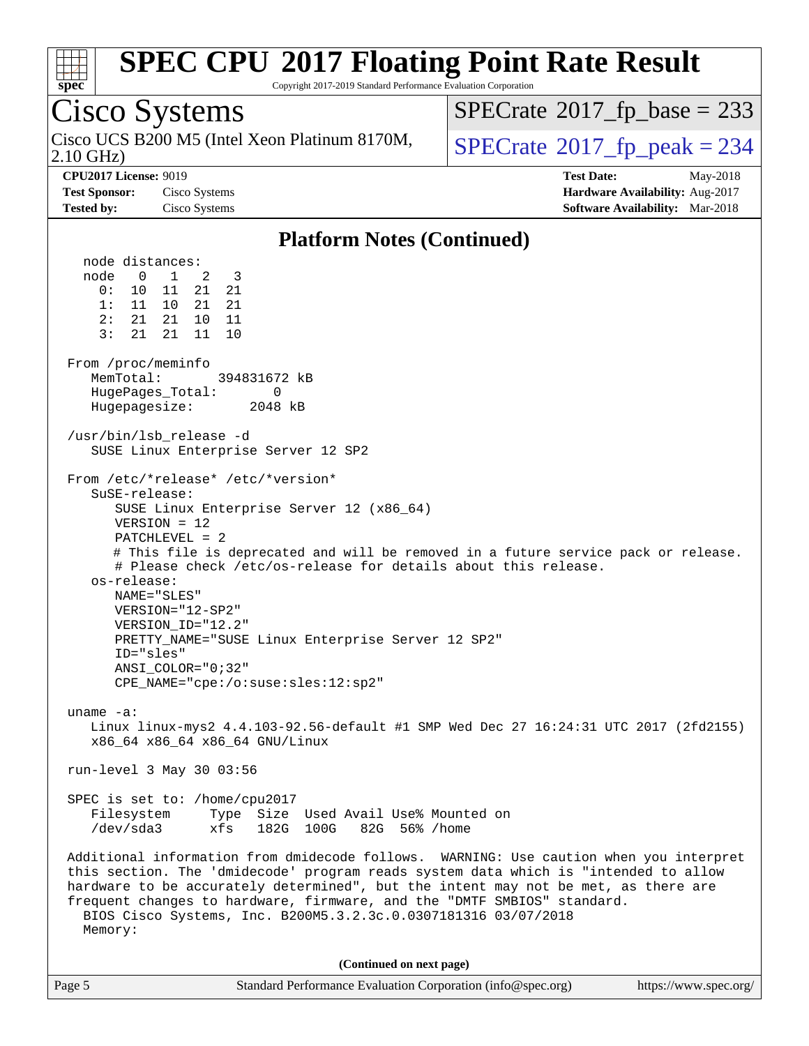# SPEC CPU 2017 Floating Point Rate Result

Copyright 2017-2019 Standard Performance Evaluation Corporation

## Cisco Systems

Cisco UCS B200 M5 (Intel Xeon Platinum 8170M, 2.10 GHz)

SPECrate 2017_fp_base = 233

SPECrate 2017_fp_peak = 234

**CPU2017 License:** 9019
**Test Sponsor:** Cisco Systems
**Tested by:** Cisco Systems

**Test Date:** May-2018
**Hardware Availability:** Aug-2017
**Software Availability:** Mar-2018

### Platform Notes (Continued)

```
  node distances:
  node   0   1   2   3
    0:  10  11  21  21
    1:  11  10  21  21
    2:  21  21  10  11
    3:  21  21  11  10

 From /proc/meminfo
    MemTotal:       394831672 kB
    HugePages_Total:       0
    Hugepagesize:       2048 kB

 /usr/bin/lsb_release -d
    SUSE Linux Enterprise Server 12 SP2

 From /etc/*release* /etc/*version*
    SuSE-release:
       SUSE Linux Enterprise Server 12 (x86_64)
       VERSION = 12
       PATCHLEVEL = 2
       # This file is deprecated and will be removed in a future service pack or release.
       # Please check /etc/os-release for details about this release.
    os-release:
       NAME="SLES"
       VERSION="12-SP2"
       VERSION_ID="12.2"
       PRETTY_NAME="SUSE Linux Enterprise Server 12 SP2"
       ID="sles"
       ANSI_COLOR="0;32"
       CPE_NAME="cpe:/o:suse:sles:12:sp2"

 uname -a:
    Linux linux-mys2 4.4.103-92.56-default #1 SMP Wed Dec 27 16:24:31 UTC 2017 (2fd2155)
    x86_64 x86_64 x86_64 GNU/Linux

 run-level 3 May 30 03:56

 SPEC is set to: /home/cpu2017
    Filesystem     Type  Size  Used Avail Use% Mounted on
    /dev/sda3      xfs   182G  100G   82G  56% /home

 Additional information from dmidecode follows.  WARNING: Use caution when you interpret
 this section. The 'dmidecode' program reads system data which is "intended to allow
 hardware to be accurately determined", but the intent may not be met, as there are
 frequent changes to hardware, firmware, and the "DMTF SMBIOS" standard.
   BIOS Cisco Systems, Inc. B200M5.3.2.3c.0.0307181316 03/07/2018
   Memory:
```

(Continued on next page)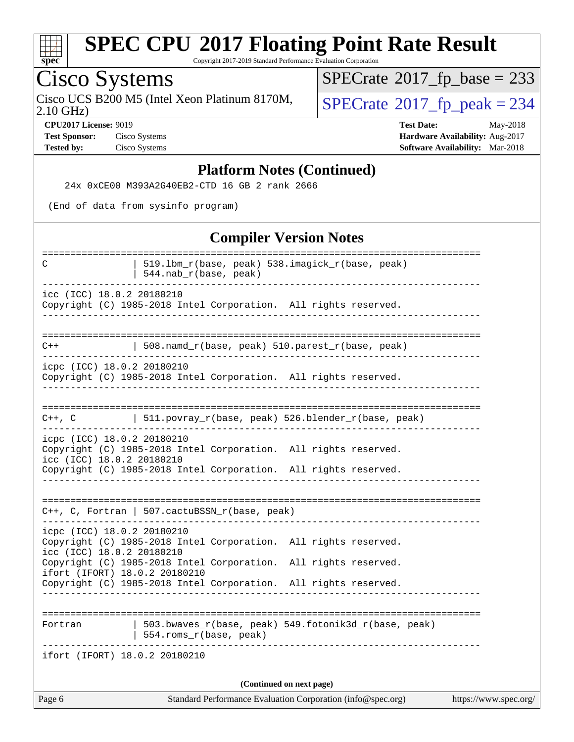# SPEC CPU 2017 Floating Point Rate Result

Copyright 2017-2019 Standard Performance Evaluation Corporation

## Cisco Systems

Cisco UCS B200 M5 (Intel Xeon Platinum 8170M, 2.10 GHz)

SPECrate 2017_fp_base = 233

SPECrate 2017_fp_peak = 234

**CPU2017 License:** 9019
**Test Sponsor:** Cisco Systems
**Tested by:** Cisco Systems

**Test Date:** May-2018
**Hardware Availability:** Aug-2017
**Software Availability:** Mar-2018

### Platform Notes (Continued)

```
    24x 0xCE00 M393A2G40EB2-CTD 16 GB 2 rank 2666

 (End of data from sysinfo program)
```

### Compiler Version Notes

```
==============================================================================
C               | 519.lbm_r(base, peak) 538.imagick_r(base, peak)
                | 544.nab_r(base, peak)
------------------------------------------------------------------------------
icc (ICC) 18.0.2 20180210
Copyright (C) 1985-2018 Intel Corporation.  All rights reserved.
------------------------------------------------------------------------------

==============================================================================
C++             | 508.namd_r(base, peak) 510.parest_r(base, peak)
------------------------------------------------------------------------------
icpc (ICC) 18.0.2 20180210
Copyright (C) 1985-2018 Intel Corporation.  All rights reserved.
------------------------------------------------------------------------------

==============================================================================
C++, C          | 511.povray_r(base, peak) 526.blender_r(base, peak)
------------------------------------------------------------------------------
icpc (ICC) 18.0.2 20180210
Copyright (C) 1985-2018 Intel Corporation.  All rights reserved.
icc (ICC) 18.0.2 20180210
Copyright (C) 1985-2018 Intel Corporation.  All rights reserved.
------------------------------------------------------------------------------

==============================================================================
C++, C, Fortran | 507.cactuBSSN_r(base, peak)
------------------------------------------------------------------------------
icpc (ICC) 18.0.2 20180210
Copyright (C) 1985-2018 Intel Corporation.  All rights reserved.
icc (ICC) 18.0.2 20180210
Copyright (C) 1985-2018 Intel Corporation.  All rights reserved.
ifort (IFORT) 18.0.2 20180210
Copyright (C) 1985-2018 Intel Corporation.  All rights reserved.
------------------------------------------------------------------------------

==============================================================================
Fortran         | 503.bwaves_r(base, peak) 549.fotonik3d_r(base, peak)
                | 554.roms_r(base, peak)
------------------------------------------------------------------------------
ifort (IFORT) 18.0.2 20180210
```

**(Continued on next page)**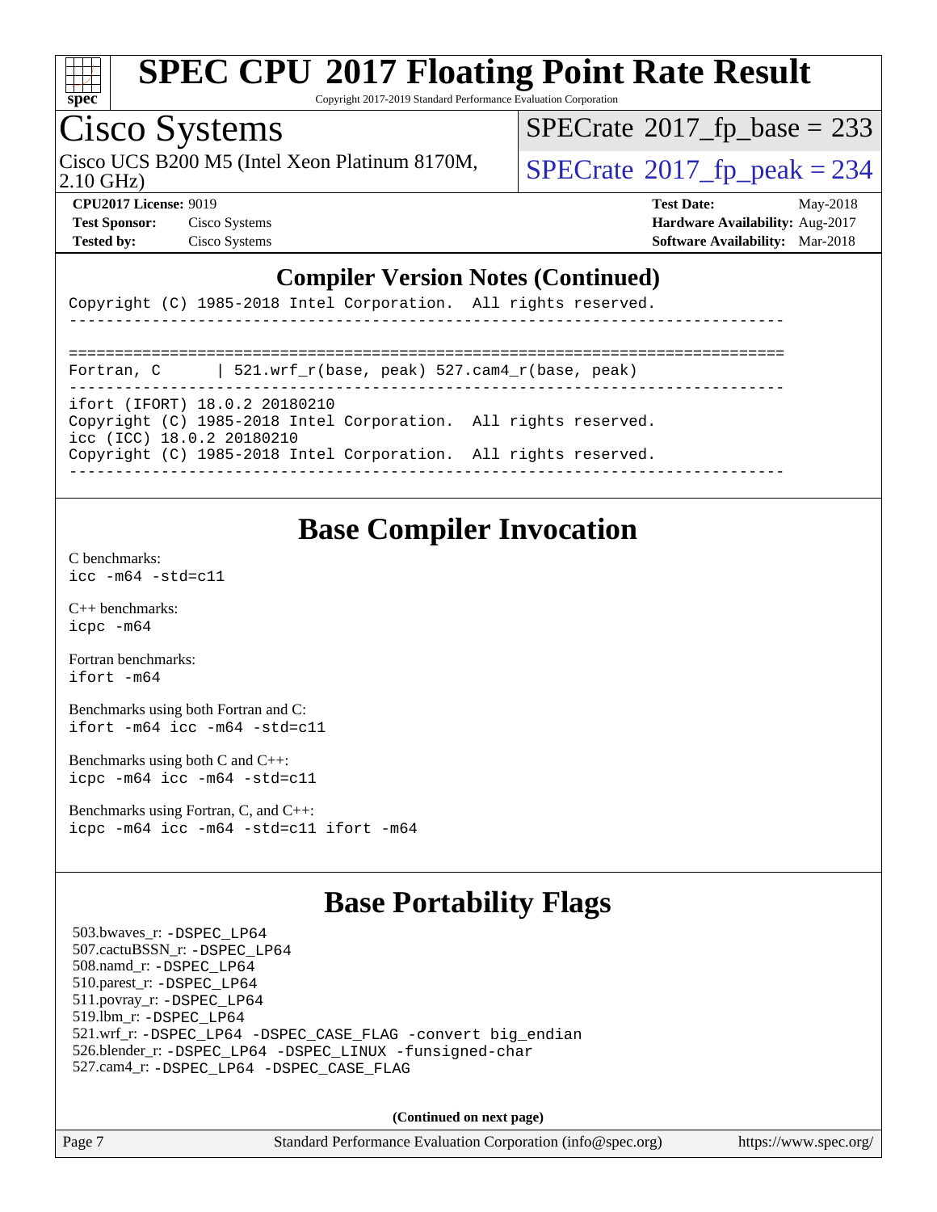## Compiler Version Notes (Continued)

```
Copyright (C) 1985-2018 Intel Corporation.  All rights reserved.
------------------------------------------------------------------------------

==============================================================================
Fortran, C       | 521.wrf_r(base, peak) 527.cam4_r(base, peak)
------------------------------------------------------------------------------
ifort (IFORT) 18.0.2 20180210
Copyright (C) 1985-2018 Intel Corporation.  All rights reserved.
icc (ICC) 18.0.2 20180210
Copyright (C) 1985-2018 Intel Corporation.  All rights reserved.
------------------------------------------------------------------------------
```

## Base Compiler Invocation

C benchmarks:
`icc -m64 -std=c11`

C++ benchmarks:
`icpc -m64`

Fortran benchmarks:
`ifort -m64`

Benchmarks using both Fortran and C:
`ifort -m64 icc -m64 -std=c11`

Benchmarks using both C and C++:
`icpc -m64 icc -m64 -std=c11`

Benchmarks using Fortran, C, and C++:
`icpc -m64 icc -m64 -std=c11 ifort -m64`

## Base Portability Flags

503.bwaves_r: `-DSPEC_LP64`
507.cactuBSSN_r: `-DSPEC_LP64`
508.namd_r: `-DSPEC_LP64`
510.parest_r: `-DSPEC_LP64`
511.povray_r: `-DSPEC_LP64`
519.lbm_r: `-DSPEC_LP64`
521.wrf_r: `-DSPEC_LP64 -DSPEC_CASE_FLAG -convert big_endian`
526.blender_r: `-DSPEC_LP64 -DSPEC_LINUX -funsigned-char`
527.cam4_r: `-DSPEC_LP64 -DSPEC_CASE_FLAG`

**(Continued on next page)**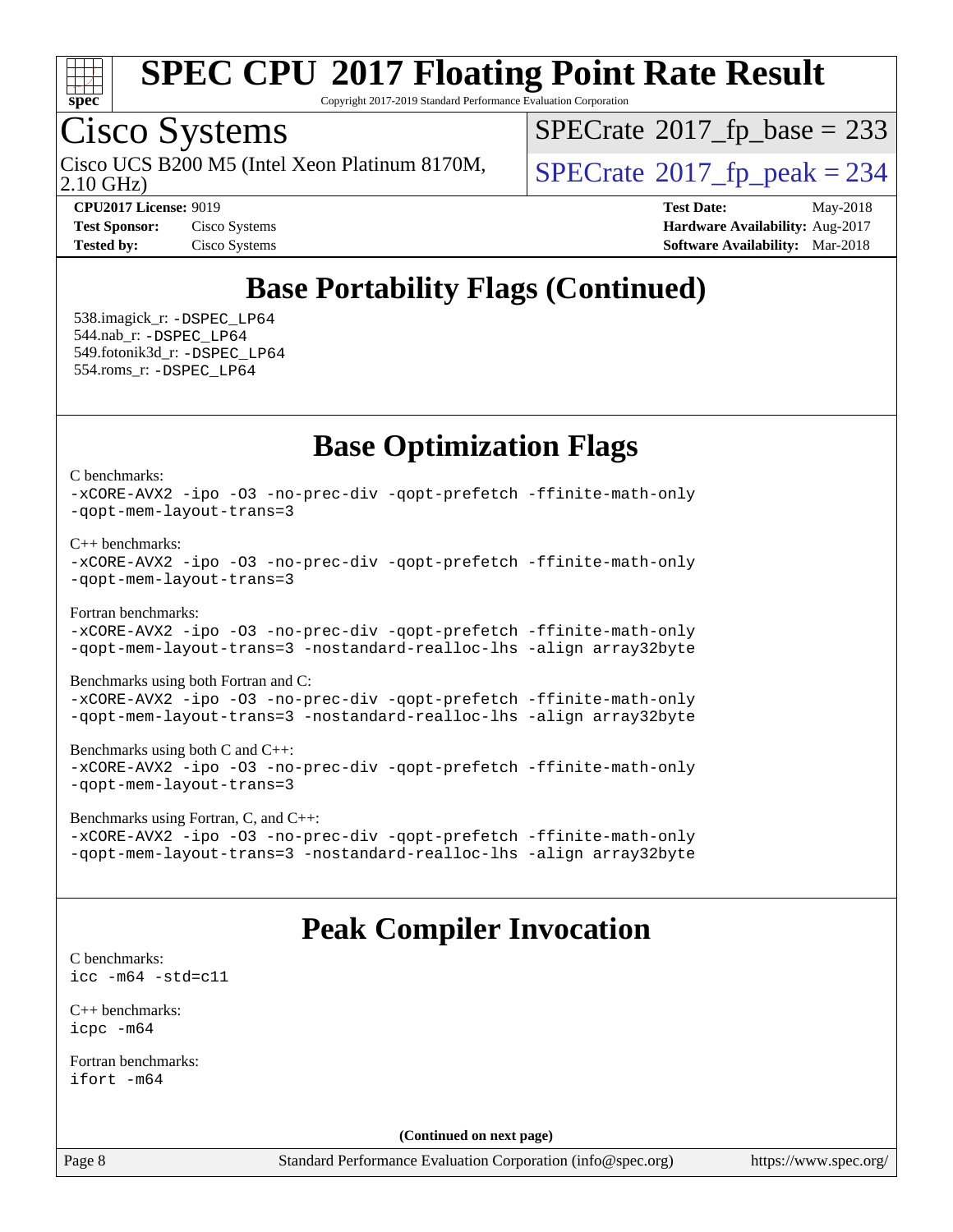## Base Portability Flags (Continued)

538.imagick_r: `-DSPEC_LP64`
544.nab_r: `-DSPEC_LP64`
549.fotonik3d_r: `-DSPEC_LP64`
554.roms_r: `-DSPEC_LP64`

## Base Optimization Flags

C benchmarks:
```
-xCORE-AVX2 -ipo -O3 -no-prec-div -qopt-prefetch -ffinite-math-only
-qopt-mem-layout-trans=3
```

C++ benchmarks:
```
-xCORE-AVX2 -ipo -O3 -no-prec-div -qopt-prefetch -ffinite-math-only
-qopt-mem-layout-trans=3
```

Fortran benchmarks:
```
-xCORE-AVX2 -ipo -O3 -no-prec-div -qopt-prefetch -ffinite-math-only
-qopt-mem-layout-trans=3 -nostandard-realloc-lhs -align array32byte
```

Benchmarks using both Fortran and C:
```
-xCORE-AVX2 -ipo -O3 -no-prec-div -qopt-prefetch -ffinite-math-only
-qopt-mem-layout-trans=3 -nostandard-realloc-lhs -align array32byte
```

Benchmarks using both C and C++:
```
-xCORE-AVX2 -ipo -O3 -no-prec-div -qopt-prefetch -ffinite-math-only
-qopt-mem-layout-trans=3
```

Benchmarks using Fortran, C, and C++:
```
-xCORE-AVX2 -ipo -O3 -no-prec-div -qopt-prefetch -ffinite-math-only
-qopt-mem-layout-trans=3 -nostandard-realloc-lhs -align array32byte
```

## Peak Compiler Invocation

C benchmarks:
```
icc -m64 -std=c11
```

C++ benchmarks:
```
icpc -m64
```

Fortran benchmarks:
```
ifort -m64
```

**(Continued on next page)**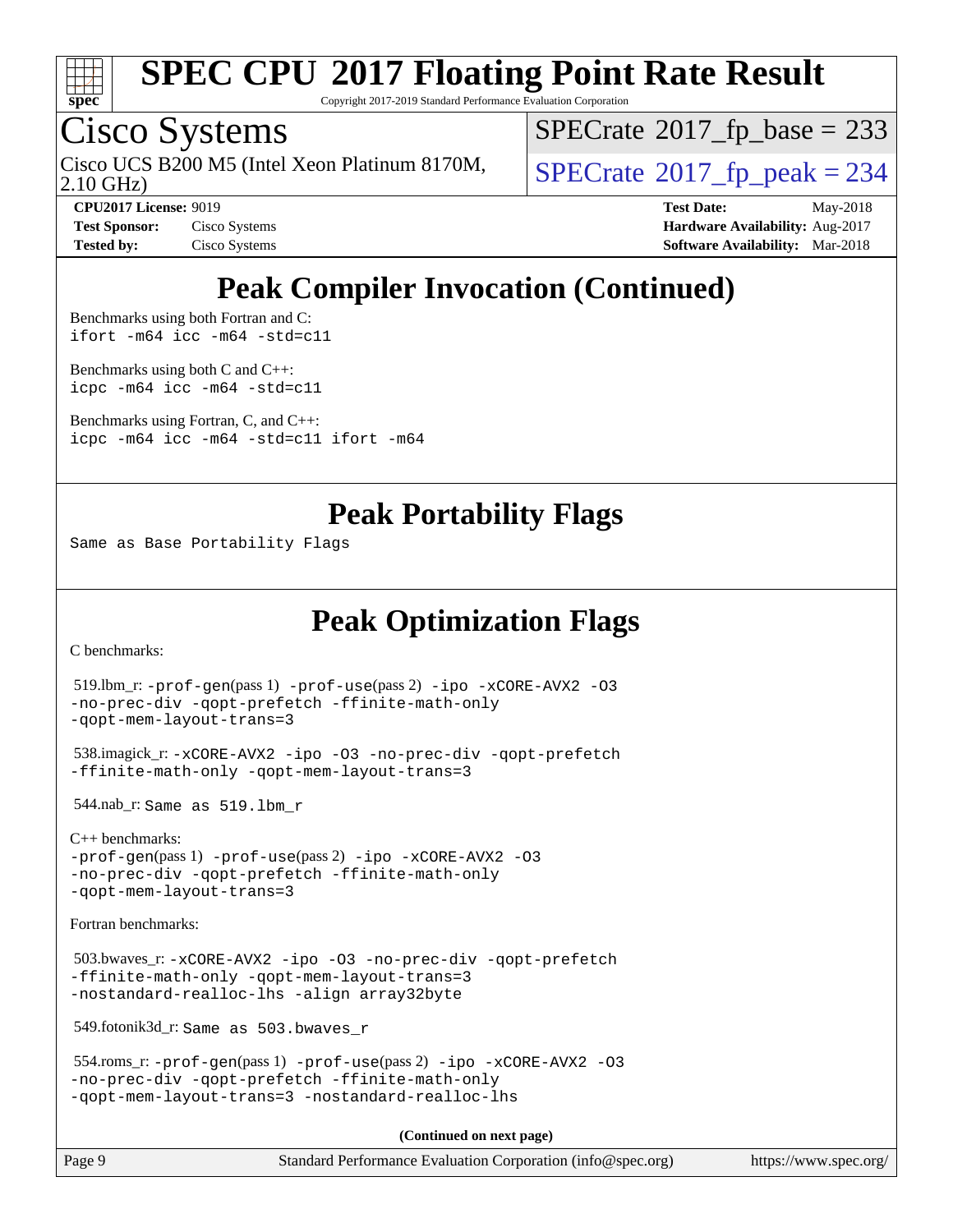# SPEC CPU 2017 Floating Point Rate Result

Copyright 2017-2019 Standard Performance Evaluation Corporation

## Cisco Systems

Cisco UCS B200 M5 (Intel Xeon Platinum 8170M, 2.10 GHz)

SPECrate 2017_fp_base = 233

SPECrate 2017_fp_peak = 234

**CPU2017 License:** 9019
**Test Sponsor:** Cisco Systems
**Tested by:** Cisco Systems

**Test Date:** May-2018
**Hardware Availability:** Aug-2017
**Software Availability:** Mar-2018

## Peak Compiler Invocation (Continued)

Benchmarks using both Fortran and C:
```
ifort -m64 icc -m64 -std=c11
```

Benchmarks using both C and C++:
```
icpc -m64 icc -m64 -std=c11
```

Benchmarks using Fortran, C, and C++:
```
icpc -m64 icc -m64 -std=c11 ifort -m64
```

## Peak Portability Flags

Same as Base Portability Flags

## Peak Optimization Flags

C benchmarks:

519.lbm_r: -prof-gen(pass 1) -prof-use(pass 2) -ipo -xCORE-AVX2 -O3 -no-prec-div -qopt-prefetch -ffinite-math-only -qopt-mem-layout-trans=3

538.imagick_r: -xCORE-AVX2 -ipo -O3 -no-prec-div -qopt-prefetch -ffinite-math-only -qopt-mem-layout-trans=3

544.nab_r: Same as 519.lbm_r

C++ benchmarks:

-prof-gen(pass 1) -prof-use(pass 2) -ipo -xCORE-AVX2 -O3 -no-prec-div -qopt-prefetch -ffinite-math-only -qopt-mem-layout-trans=3

Fortran benchmarks:

503.bwaves_r: -xCORE-AVX2 -ipo -O3 -no-prec-div -qopt-prefetch -ffinite-math-only -qopt-mem-layout-trans=3 -nostandard-realloc-lhs -align array32byte

549.fotonik3d_r: Same as 503.bwaves_r

554.roms_r: -prof-gen(pass 1) -prof-use(pass 2) -ipo -xCORE-AVX2 -O3 -no-prec-div -qopt-prefetch -ffinite-math-only -qopt-mem-layout-trans=3 -nostandard-realloc-lhs

**(Continued on next page)**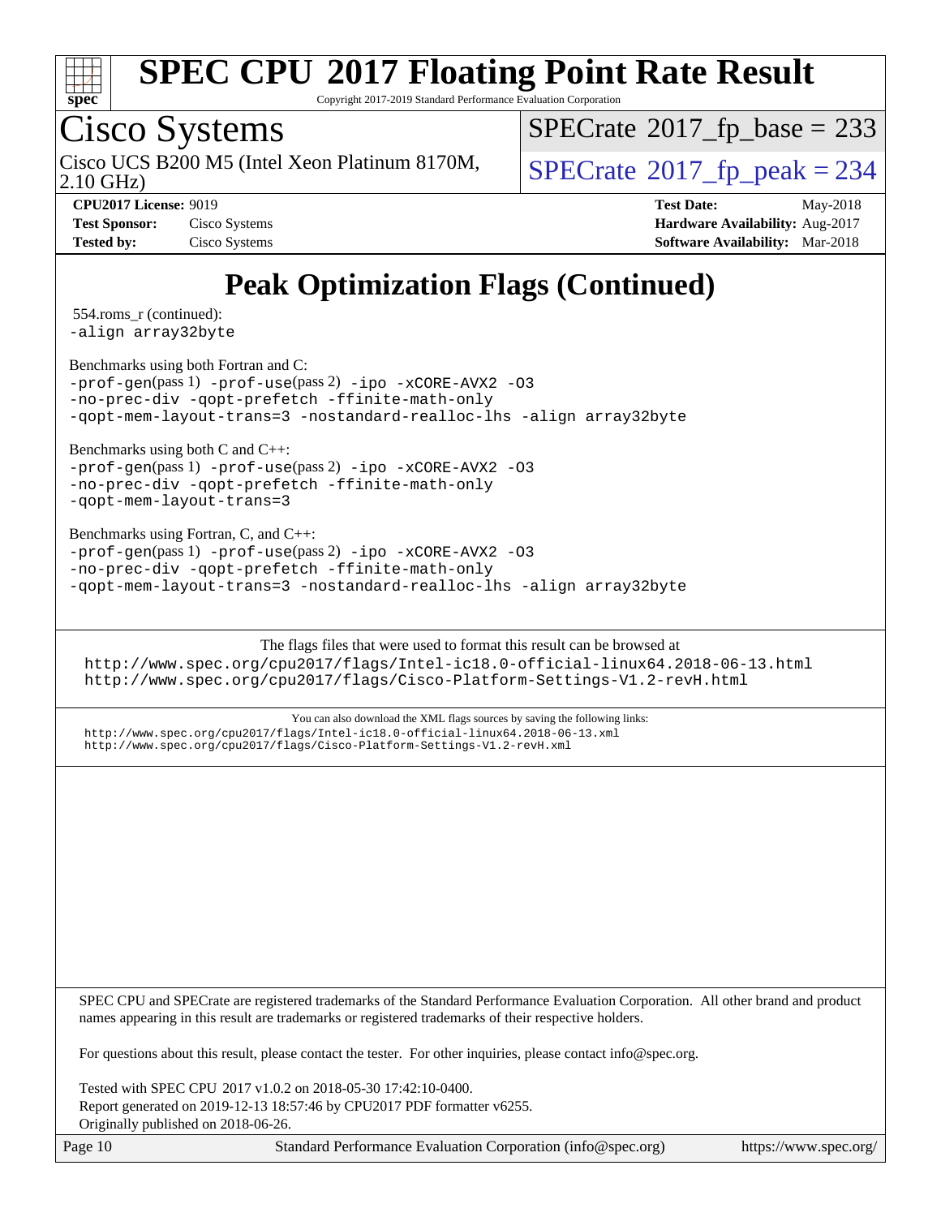# Peak Optimization Flags (Continued)

554.roms_r (continued):
-align array32byte

Benchmarks using both Fortran and C:
-prof-gen(pass 1) -prof-use(pass 2) -ipo -xCORE-AVX2 -O3
-no-prec-div -qopt-prefetch -ffinite-math-only
-qopt-mem-layout-trans=3 -nostandard-realloc-lhs -align array32byte

Benchmarks using both C and C++:
-prof-gen(pass 1) -prof-use(pass 2) -ipo -xCORE-AVX2 -O3
-no-prec-div -qopt-prefetch -ffinite-math-only
-qopt-mem-layout-trans=3

Benchmarks using Fortran, C, and C++:
-prof-gen(pass 1) -prof-use(pass 2) -ipo -xCORE-AVX2 -O3
-no-prec-div -qopt-prefetch -ffinite-math-only
-qopt-mem-layout-trans=3 -nostandard-realloc-lhs -align array32byte

The flags files that were used to format this result can be browsed at
http://www.spec.org/cpu2017/flags/Intel-ic18.0-official-linux64.2018-06-13.html
http://www.spec.org/cpu2017/flags/Cisco-Platform-Settings-V1.2-revH.html

You can also download the XML flags sources by saving the following links:
http://www.spec.org/cpu2017/flags/Intel-ic18.0-official-linux64.2018-06-13.xml
http://www.spec.org/cpu2017/flags/Cisco-Platform-Settings-V1.2-revH.xml

SPEC CPU and SPECrate are registered trademarks of the Standard Performance Evaluation Corporation. All other brand and product names appearing in this result are trademarks or registered trademarks of their respective holders.

For questions about this result, please contact the tester. For other inquiries, please contact info@spec.org.

Tested with SPEC CPU 2017 v1.0.2 on 2018-05-30 17:42:10-0400.
Report generated on 2019-12-13 18:57:46 by CPU2017 PDF formatter v6255.
Originally published on 2018-06-26.